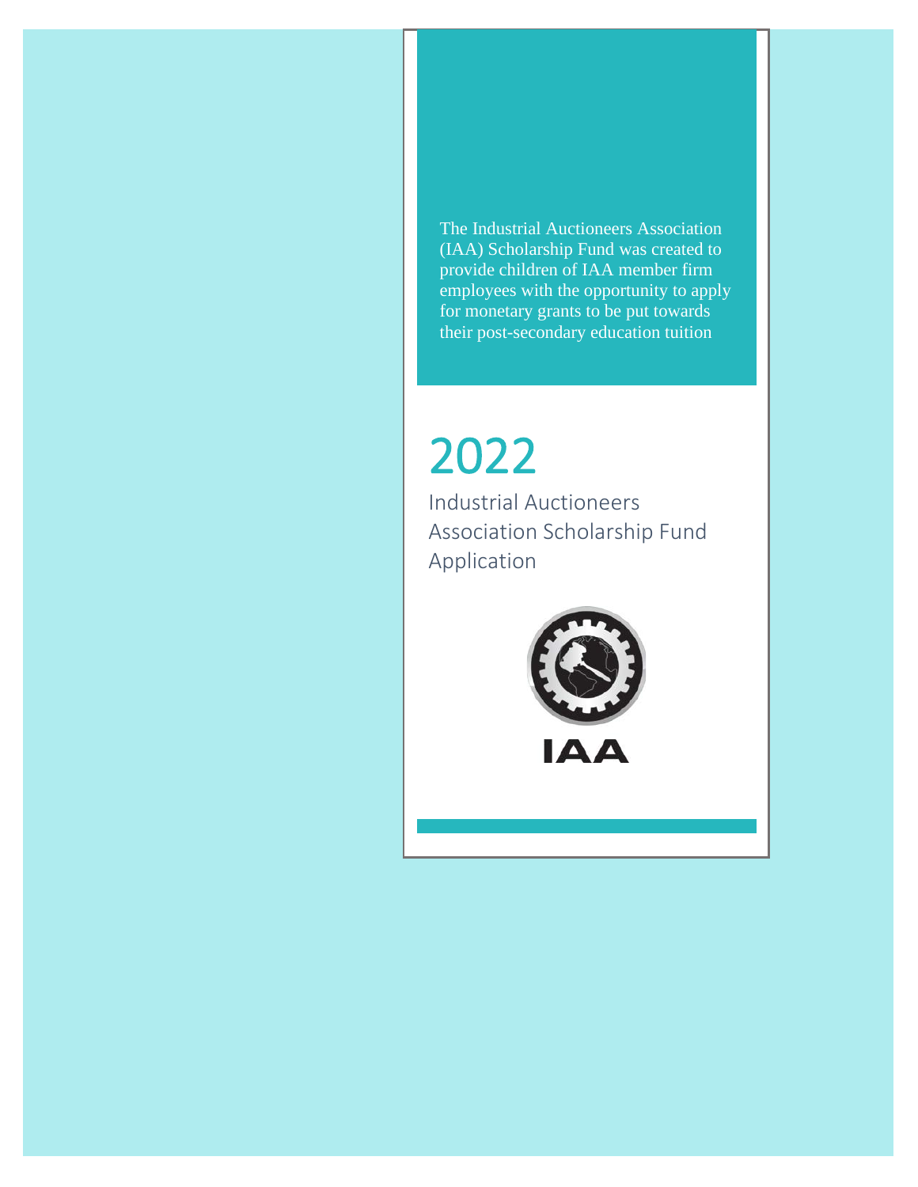The Industrial Auctioneers Association (IAA) Scholarship Fund was created to provide children of IAA member firm employees with the opportunity to apply for monetary grants to be put towards their post-secondary education tuition

# 2022

## Industrial Auctioneers Association Scholarship Fund Application

IAA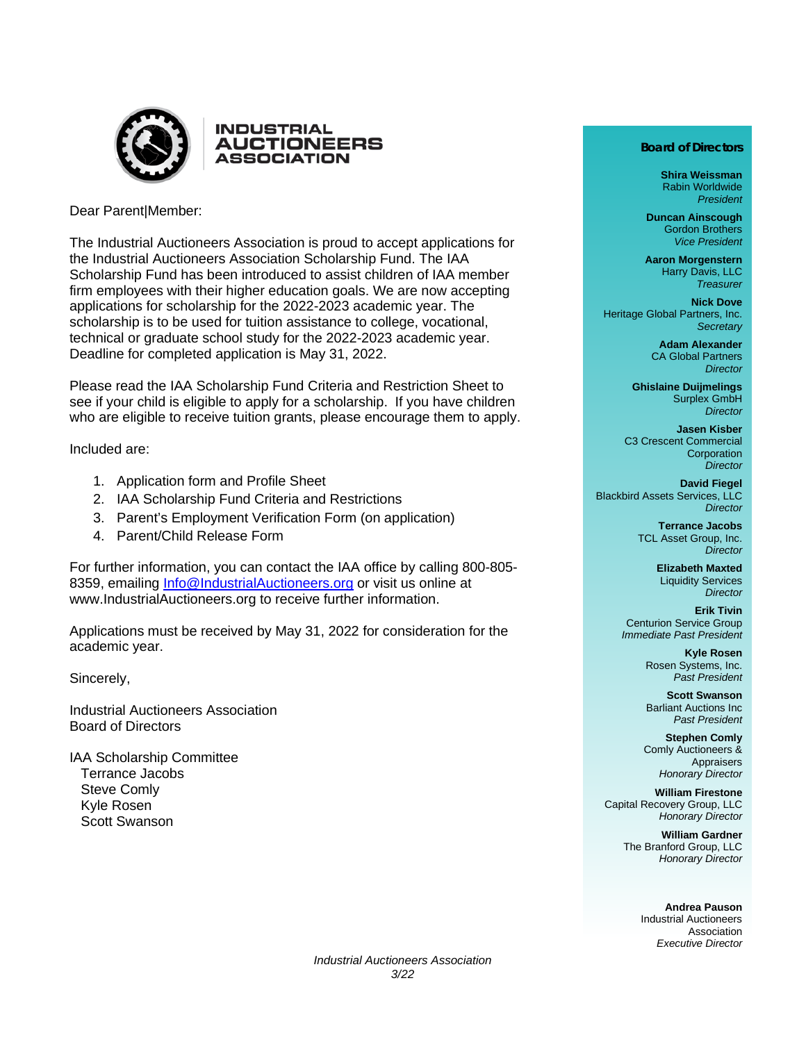# INDUSTRIAL AUCTIONEERS ASSOCIATION

Dear Parent|Member:

The Industrial Auctioneers Association is proud to accept applications for the Industrial Auctioneers Association Scholarship Fund. The IAA Scholarship Fund has been introduced to assist children of IAA member firm employees with their higher education goals. We are now accepting applications for scholarship for the 2022-2023 academic year. The scholarship is to be used for tuition assistance to college, vocational, technical or graduate school study for the 2022-2023 academic year. Deadline for completed application is May 31, 2022.

Please read the IAA Scholarship Fund Criteria and Restriction Sheet to see if your child is eligible to apply for a scholarship. If you have children who are eligible to receive tuition grants, please encourage them to apply.

Included are:

1. Application form and Profile Sheet
2. IAA Scholarship Fund Criteria and Restrictions
3. Parent's Employment Verification Form (on application)
4. Parent/Child Release Form

For further information, you can contact the IAA office by calling 800-805-8359, emailing Info@IndustrialAuctioneers.org or visit us online at www.IndustrialAuctioneers.org to receive further information.

Applications must be received by May 31, 2022 for consideration for the academic year.

Sincerely,

Industrial Auctioneers Association
Board of Directors

IAA Scholarship Committee
Terrance Jacobs
Steve Comly
Kyle Rosen
Scott Swanson

**Board of Directors**

**Shira Weissman**
Rabin Worldwide
*President*

**Duncan Ainscough**
Gordon Brothers
*Vice President*

**Aaron Morgenstern**
Harry Davis, LLC
*Treasurer*

**Nick Dove**
Heritage Global Partners, Inc.
*Secretary*

**Adam Alexander**
CA Global Partners
*Director*

**Ghislaine Duijmelings**
Surplex GmbH
*Director*

**Jasen Kisber**
C3 Crescent Commercial Corporation
*Director*

**David Fiegel**
Blackbird Assets Services, LLC
*Director*

**Terrance Jacobs**
TCL Asset Group, Inc.
*Director*

**Elizabeth Maxted**
Liquidity Services
*Director*

**Erik Tivin**
Centurion Service Group
*Immediate Past President*

**Kyle Rosen**
Rosen Systems, Inc.
*Past President*

**Scott Swanson**
Barliant Auctions Inc
*Past President*

**Stephen Comly**
Comly Auctioneers & Appraisers
*Honorary Director*

**William Firestone**
Capital Recovery Group, LLC
*Honorary Director*

**William Gardner**
The Branford Group, LLC
*Honorary Director*

**Andrea Pauson**
Industrial Auctioneers Association
*Executive Director*

*Industrial Auctioneers Association*
*3/22*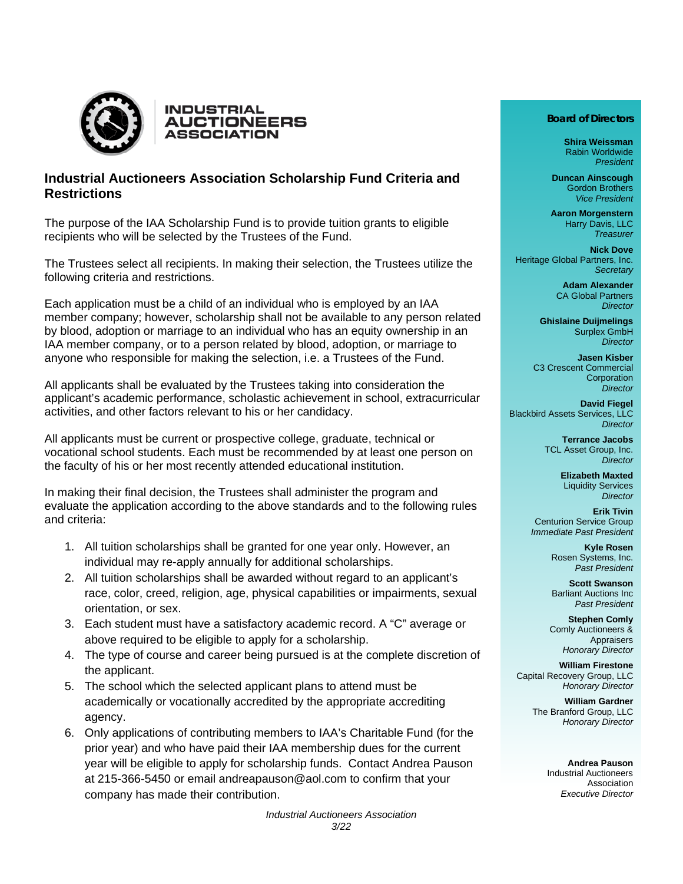# Industrial Auctioneers Association Scholarship Fund Criteria and Restrictions

The purpose of the IAA Scholarship Fund is to provide tuition grants to eligible recipients who will be selected by the Trustees of the Fund.

The Trustees select all recipients. In making their selection, the Trustees utilize the following criteria and restrictions.

Each application must be a child of an individual who is employed by an IAA member company; however, scholarship shall not be available to any person related by blood, adoption or marriage to an individual who has an equity ownership in an IAA member company, or to a person related by blood, adoption, or marriage to anyone who responsible for making the selection, i.e. a Trustees of the Fund.

All applicants shall be evaluated by the Trustees taking into consideration the applicant's academic performance, scholastic achievement in school, extracurricular activities, and other factors relevant to his or her candidacy.

All applicants must be current or prospective college, graduate, technical or vocational school students. Each must be recommended by at least one person on the faculty of his or her most recently attended educational institution.

In making their final decision, the Trustees shall administer the program and evaluate the application according to the above standards and to the following rules and criteria:

1. All tuition scholarships shall be granted for one year only. However, an individual may re-apply annually for additional scholarships.
2. All tuition scholarships shall be awarded without regard to an applicant's race, color, creed, religion, age, physical capabilities or impairments, sexual orientation, or sex.
3. Each student must have a satisfactory academic record. A "C" average or above required to be eligible to apply for a scholarship.
4. The type of course and career being pursued is at the complete discretion of the applicant.
5. The school which the selected applicant plans to attend must be academically or vocationally accredited by the appropriate accrediting agency.
6. Only applications of contributing members to IAA's Charitable Fund (for the prior year) and who have paid their IAA membership dues for the current year will be eligible to apply for scholarship funds. Contact Andrea Pauson at 215-366-5450 or email andreapauson@aol.com to confirm that your company has made their contribution.

**Board of Directors**

**Shira Weissman**
Rabin Worldwide
*President*

**Duncan Ainscough**
Gordon Brothers
*Vice President*

**Aaron Morgenstern**
Harry Davis, LLC
*Treasurer*

**Nick Dove**
Heritage Global Partners, Inc.
*Secretary*

**Adam Alexander**
CA Global Partners
*Director*

**Ghislaine Duijmelings**
Surplex GmbH
*Director*

**Jasen Kisber**
C3 Crescent Commercial Corporation
*Director*

**David Fiegel**
Blackbird Assets Services, LLC
*Director*

**Terrance Jacobs**
TCL Asset Group, Inc.
*Director*

**Elizabeth Maxted**
Liquidity Services
*Director*

**Erik Tivin**
Centurion Service Group
*Immediate Past President*

**Kyle Rosen**
Rosen Systems, Inc.
*Past President*

**Scott Swanson**
Barliant Auctions Inc
*Past President*

**Stephen Comly**
Comly Auctioneers & Appraisers
*Honorary Director*

**William Firestone**
Capital Recovery Group, LLC
*Honorary Director*

**William Gardner**
The Branford Group, LLC
*Honorary Director*

**Andrea Pauson**
Industrial Auctioneers Association
*Executive Director*

*Industrial Auctioneers Association*
*3/22*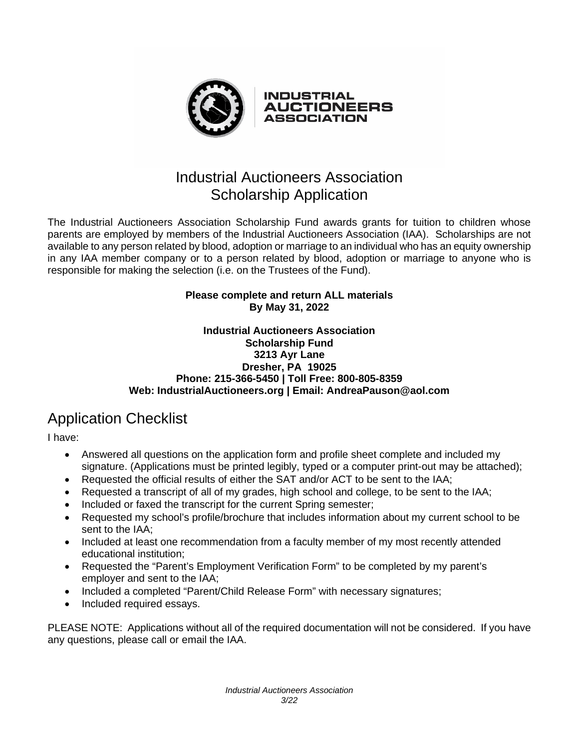# Industrial Auctioneers Association Scholarship Application

The Industrial Auctioneers Association Scholarship Fund awards grants for tuition to children whose parents are employed by members of the Industrial Auctioneers Association (IAA). Scholarships are not available to any person related by blood, adoption or marriage to an individual who has an equity ownership in any IAA member company or to a person related by blood, adoption or marriage to anyone who is responsible for making the selection (i.e. on the Trustees of the Fund).

**Please complete and return ALL materials**
**By May 31, 2022**

**Industrial Auctioneers Association**
**Scholarship Fund**
**3213 Ayr Lane**
**Dresher, PA 19025**
**Phone: 215-366-5450 | Toll Free: 800-805-8359**
**Web: IndustrialAuctioneers.org | Email: AndreaPauson@aol.com**

## Application Checklist

I have:

- Answered all questions on the application form and profile sheet complete and included my signature. (Applications must be printed legibly, typed or a computer print-out may be attached);
- Requested the official results of either the SAT and/or ACT to be sent to the IAA;
- Requested a transcript of all of my grades, high school and college, to be sent to the IAA;
- Included or faxed the transcript for the current Spring semester;
- Requested my school's profile/brochure that includes information about my current school to be sent to the IAA;
- Included at least one recommendation from a faculty member of my most recently attended educational institution;
- Requested the "Parent's Employment Verification Form" to be completed by my parent's employer and sent to the IAA;
- Included a completed "Parent/Child Release Form" with necessary signatures;
- Included required essays.

PLEASE NOTE: Applications without all of the required documentation will not be considered. If you have any questions, please call or email the IAA.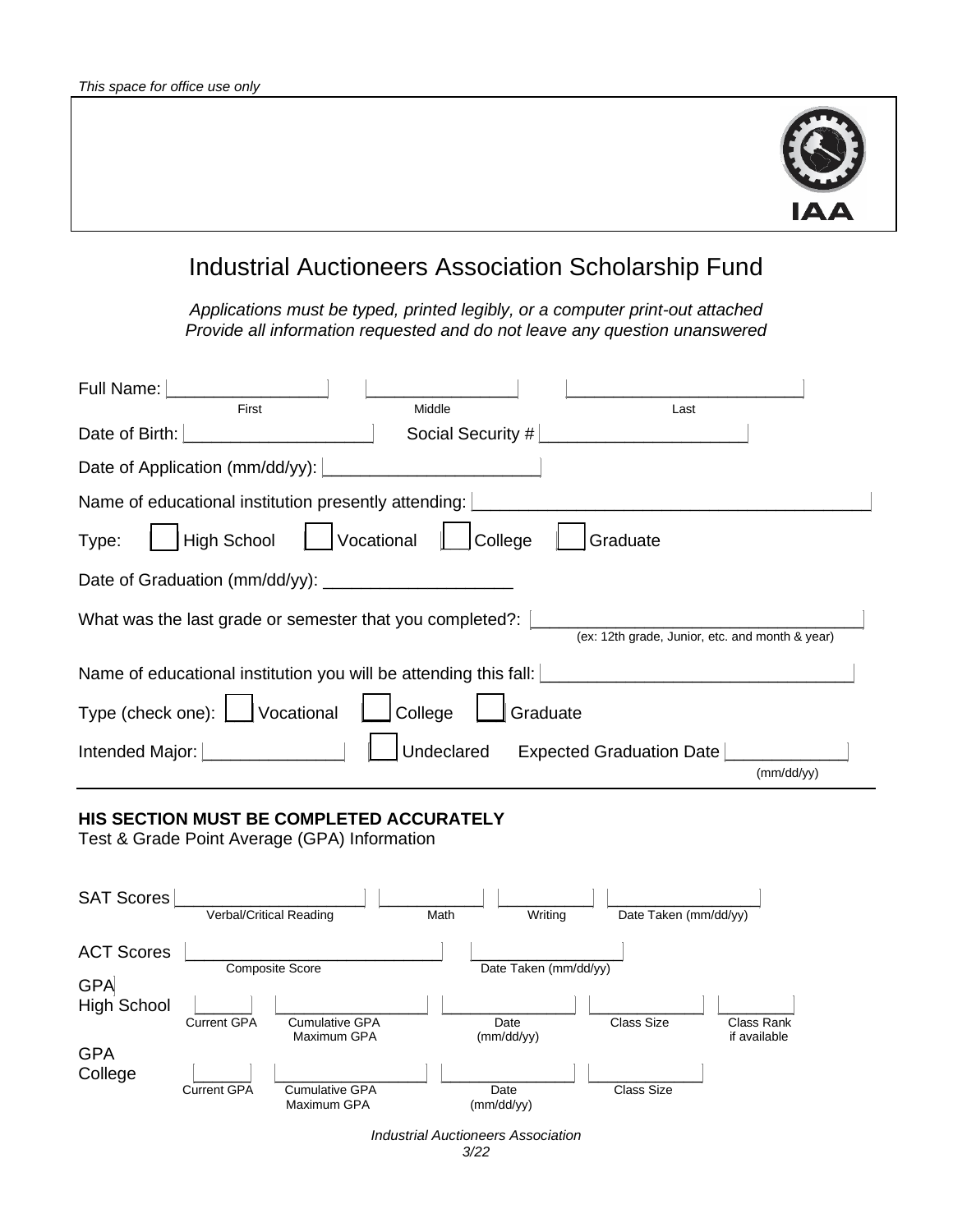*This space for office use only*

IAA

# Industrial Auctioneers Association Scholarship Fund

*Applications must be typed, printed legibly, or a computer print-out attached*
*Provide all information requested and do not leave any question unanswered*

Full Name: ________________ ________________ ________________
First Middle Last

Date of Birth: ____________________ Social Security # ____________________

Date of Application (mm/dd/yy): ______________________

Name of educational institution presently attending: ______________________________________

Type: ☐ High School ☐ Vocational ☐ College ☐ Graduate

Date of Graduation (mm/dd/yy): ___________________

What was the last grade or semester that you completed?: ________________________________
(ex: 12th grade, Junior, etc. and month & year)

Name of educational institution you will be attending this fall: ______________________________

Type (check one): ☐ Vocational ☐ College ☐ Graduate

Intended Major: ______________ ☐ Undeclared Expected Graduation Date ____________
(mm/dd/yy)

---

**HIS SECTION MUST BE COMPLETED ACCURATELY**

Test & Grade Point Average (GPA) Information

SAT Scores ____________________ ____________ ____________ ________________
Verbal/Critical Reading Math Writing Date Taken (mm/dd/yy)

ACT Scores ________________________ ________________
Composite Score Date Taken (mm/dd/yy)

GPA High School ______ ________________ ______________ ____________ ________
Current GPA Cumulative GPA Maximum GPA Date (mm/dd/yy) Class Size Class Rank if available

GPA College ______ ________________ ______________ ____________
Current GPA Cumulative GPA Maximum GPA Date (mm/dd/yy) Class Size

*Industrial Auctioneers Association*
*3/22*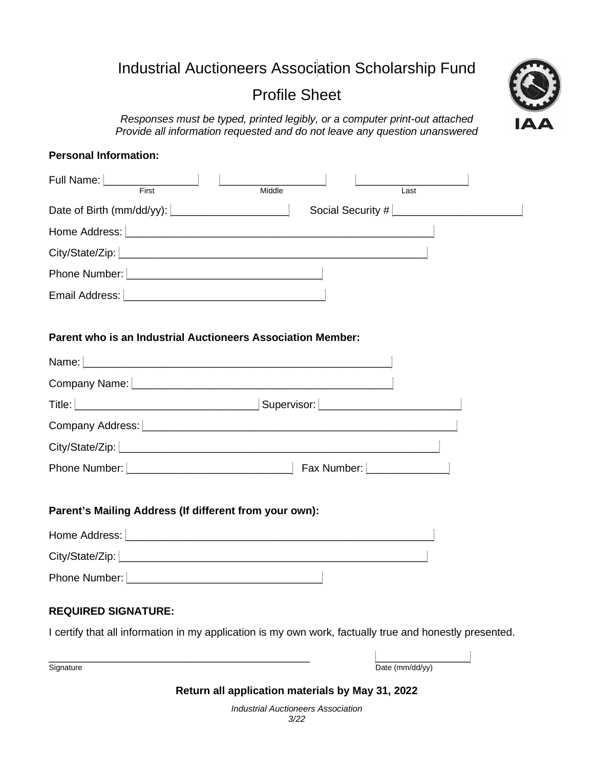# Industrial Auctioneers Association Scholarship Fund

## Profile Sheet

*Responses must be typed, printed legibly, or a computer print-out attached*
*Provide all information requested and do not leave any question unanswered*

**Personal Information:**

Full Name: ________________ ________________ ________________
First Middle Last

Date of Birth (mm/dd/yy): ____________________ Social Security # ______________________

Home Address: ______________________________________________________

City/State/Zip: ______________________________________________________

Phone Number: __________________________________

Email Address: __________________________________

**Parent who is an Industrial Auctioneers Association Member:**

Name: ______________________________________________________

Company Name: ____________________________________________

Title: _______________________________ Supervisor: ________________________

Company Address: ______________________________________________________

City/State/Zip: ______________________________________________________

Phone Number: ____________________________ Fax Number: ______________

**Parent's Mailing Address (If different from your own):**

Home Address: ______________________________________________________

City/State/Zip: ______________________________________________________

Phone Number: __________________________________

**REQUIRED SIGNATURE:**

I certify that all information in my application is my own work, factually true and honestly presented.

______________________________________________ ________________
Signature Date (mm/dd/yy)

**Return all application materials by May 31, 2022**

*Industrial Auctioneers Association*
*3/22*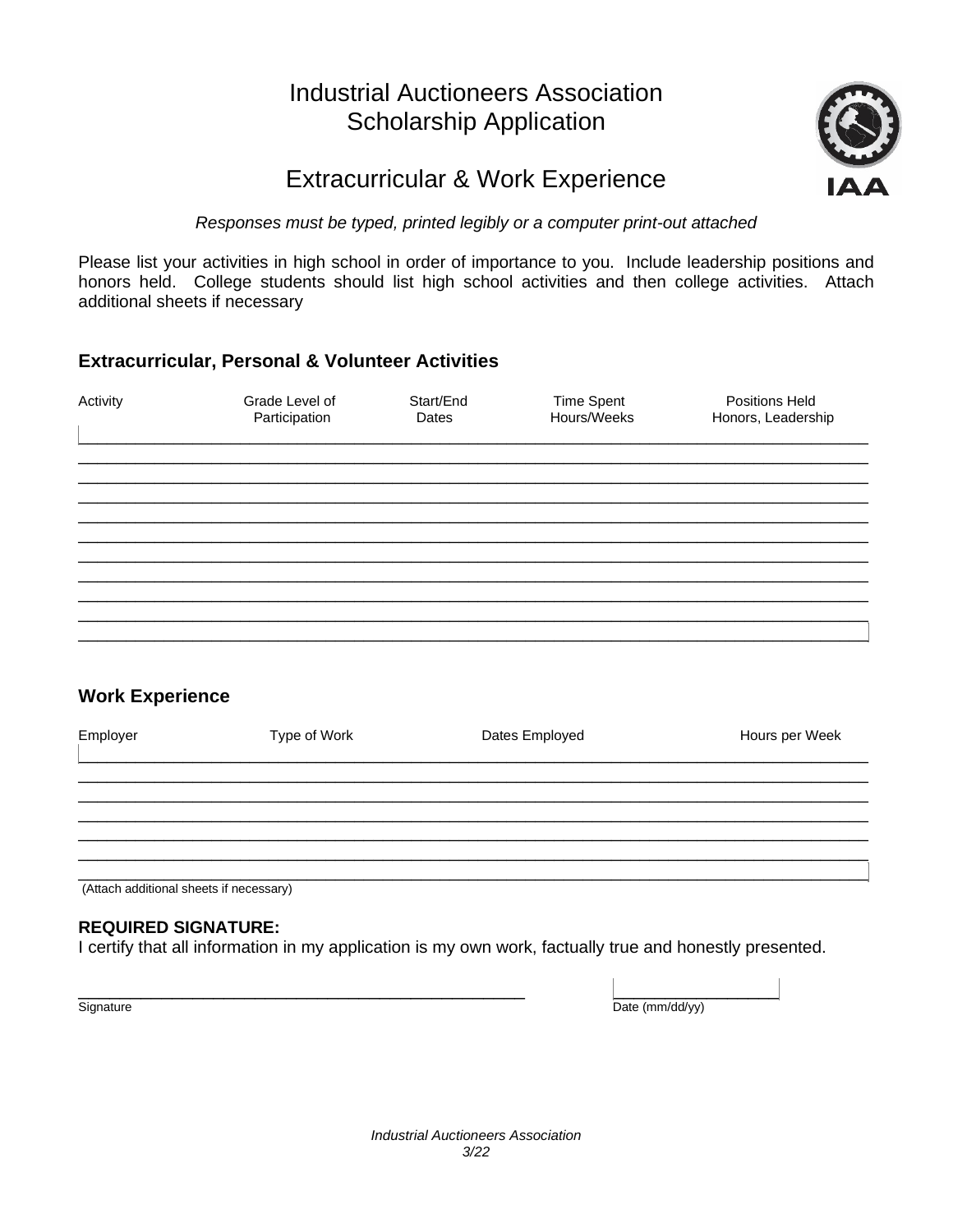# Industrial Auctioneers Association
# Scholarship Application

## Extracurricular & Work Experience

*Responses must be typed, printed legibly or a computer print-out attached*

Please list your activities in high school in order of importance to you. Include leadership positions and honors held. College students should list high school activities and then college activities. Attach additional sheets if necessary

### Extracurricular, Personal & Volunteer Activities

| Activity | Grade Level of Participation | Start/End Dates | Time Spent Hours/Weeks | Positions Held Honors, Leadership |
|---|---|---|---|---|
| | | | | |
| | | | | |
| | | | | |
| | | | | |
| | | | | |
| | | | | |
| | | | | |
| | | | | |
| | | | | |
| | | | | |
| | | | | |

### Work Experience

| Employer | Type of Work | Dates Employed | Hours per Week |
|---|---|---|---|
| | | | |
| | | | |
| | | | |
| | | | |
| | | | |
| | | | |
| | | | |

(Attach additional sheets if necessary)

**REQUIRED SIGNATURE:**
I certify that all information in my application is my own work, factually true and honestly presented.

\_\_\_\_\_\_\_\_\_\_\_\_\_\_\_\_\_\_\_\_\_\_\_\_\_\_\_\_\_\_\_\_\_\_\_\_\_\_\_\_ \_\_\_\_\_\_\_\_\_\_\_\_\_\_\_\_\_\_
Signature Date (mm/dd/yy)

*Industrial Auctioneers Association*
*3/22*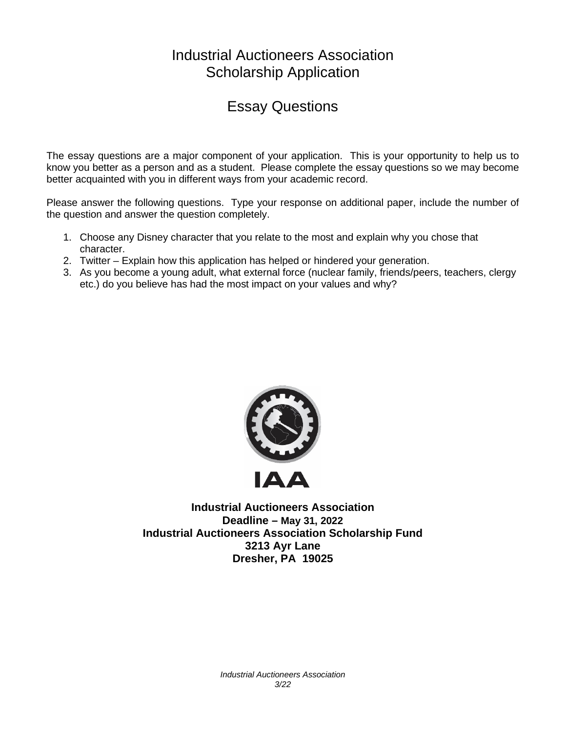# Industrial Auctioneers Association
# Scholarship Application

## Essay Questions

The essay questions are a major component of your application. This is your opportunity to help us to know you better as a person and as a student. Please complete the essay questions so we may become better acquainted with you in different ways from your academic record.

Please answer the following questions. Type your response on additional paper, include the number of the question and answer the question completely.

1. Choose any Disney character that you relate to the most and explain why you chose that character.
2. Twitter – Explain how this application has helped or hindered your generation.
3. As you become a young adult, what external force (nuclear family, friends/peers, teachers, clergy etc.) do you believe has had the most impact on your values and why?

IAA

**Industrial Auctioneers Association**
**Deadline – May 31, 2022**
**Industrial Auctioneers Association Scholarship Fund**
**3213 Ayr Lane**
**Dresher, PA 19025**

*Industrial Auctioneers Association*
*3/22*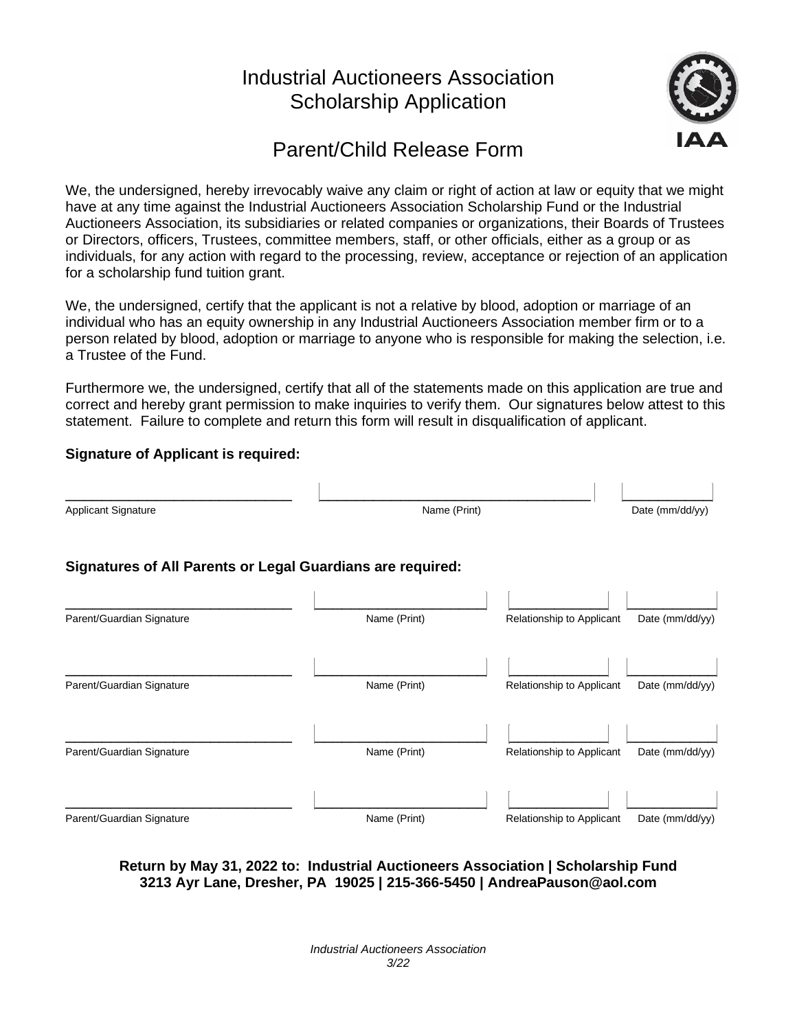# Industrial Auctioneers Association Scholarship Application

## Parent/Child Release Form

We, the undersigned, hereby irrevocably waive any claim or right of action at law or equity that we might have at any time against the Industrial Auctioneers Association Scholarship Fund or the Industrial Auctioneers Association, its subsidiaries or related companies or organizations, their Boards of Trustees or Directors, officers, Trustees, committee members, staff, or other officials, either as a group or as individuals, for any action with regard to the processing, review, acceptance or rejection of an application for a scholarship fund tuition grant.

We, the undersigned, certify that the applicant is not a relative by blood, adoption or marriage of an individual who has an equity ownership in any Industrial Auctioneers Association member firm or to a person related by blood, adoption or marriage to anyone who is responsible for making the selection, i.e. a Trustee of the Fund.

Furthermore we, the undersigned, certify that all of the statements made on this application are true and correct and hereby grant permission to make inquiries to verify them. Our signatures below attest to this statement. Failure to complete and return this form will result in disqualification of applicant.

**Signature of Applicant is required:**

| Applicant Signature | Name (Print) | Date (mm/dd/yy) |
|---|---|---|
| | | |

**Signatures of All Parents or Legal Guardians are required:**

| Parent/Guardian Signature | Name (Print) | Relationship to Applicant | Date (mm/dd/yy) |
|---|---|---|---|
| | | | |
| | | | |
| | | | |
| | | | |

**Return by May 31, 2022 to: Industrial Auctioneers Association | Scholarship Fund**
**3213 Ayr Lane, Dresher, PA 19025 | 215-366-5450 | AndreaPauson@aol.com**

*Industrial Auctioneers Association*
*3/22*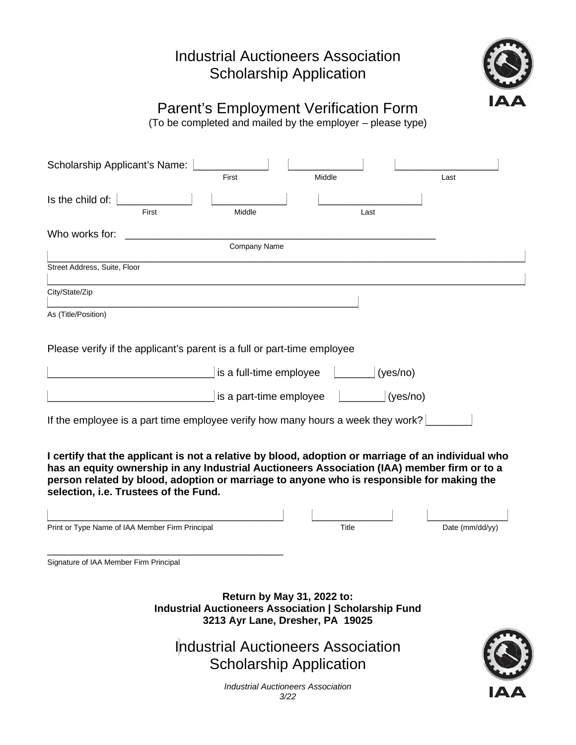# Industrial Auctioneers Association
# Scholarship Application

## Parent's Employment Verification Form

(To be completed and mailed by the employer – please type)

Scholarship Applicant's Name: ____________ First ____________ Middle ________________ Last

Is the child of: ____________ First ____________ Middle ________________ Last

Who works for: ______________________________________________
Company Name

______________________________________________
Street Address, Suite, Floor

______________________________________________
City/State/Zip

______________________________________________
As (Title/Position)

Please verify if the applicant's parent is a full or part-time employee

__________________________ is a full-time employee ______ (yes/no)

__________________________ is a part-time employee _______ (yes/no)

If the employee is a part time employee verify how many hours a week they work? _______

**I certify that the applicant is not a relative by blood, adoption or marriage of an individual who has an equity ownership in any Industrial Auctioneers Association (IAA) member firm or to a person related by blood, adoption or marriage to anyone who is responsible for making the selection, i.e. Trustees of the Fund.**

______________________________________ Print or Type Name of IAA Member Firm Principal

______________ Title

______________ Date (mm/dd/yy)

______________________________________
Signature of IAA Member Firm Principal

**Return by May 31, 2022 to:**
**Industrial Auctioneers Association | Scholarship Fund**
**3213 Ayr Lane, Dresher, PA 19025**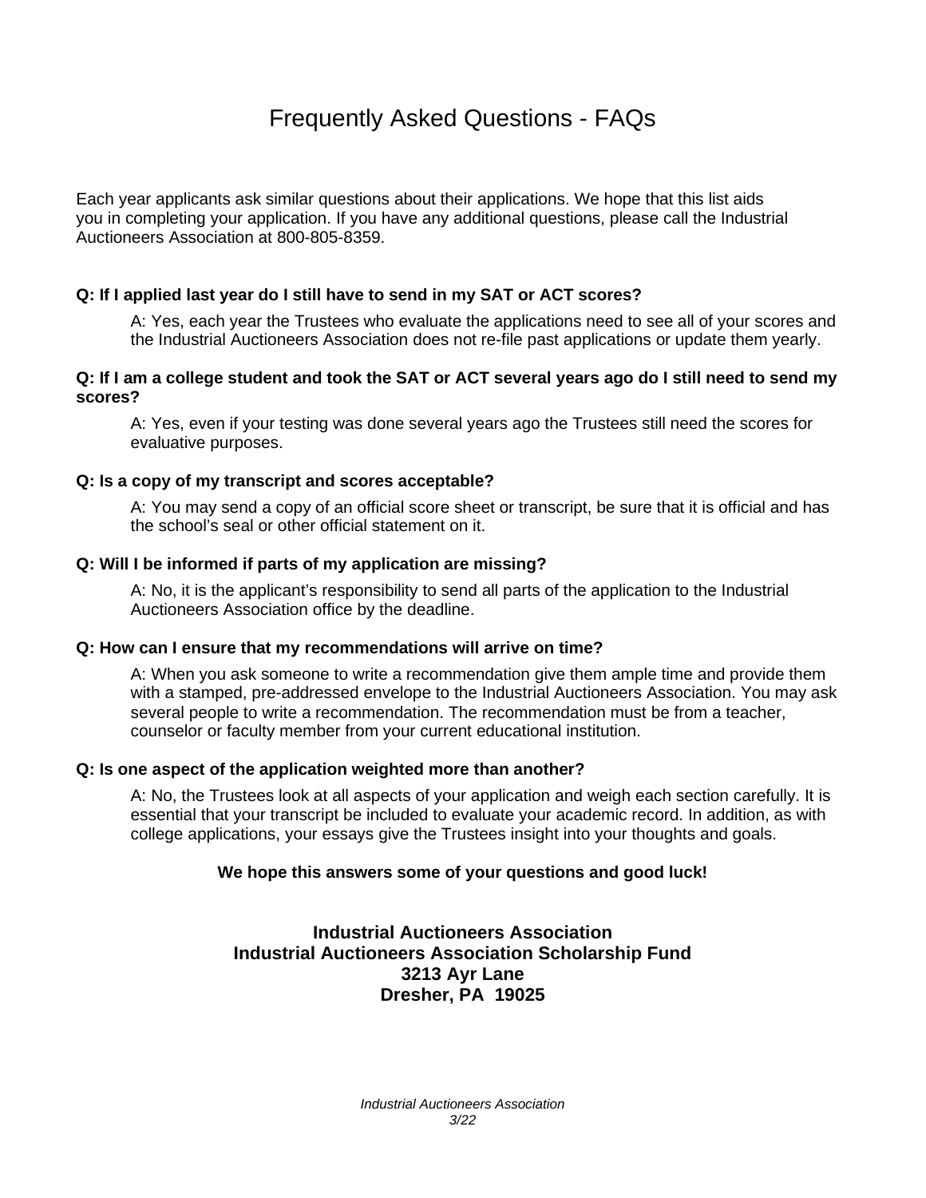# Frequently Asked Questions - FAQs

Each year applicants ask similar questions about their applications. We hope that this list aids you in completing your application. If you have any additional questions, please call the Industrial Auctioneers Association at 800-805-8359.

**Q: If I applied last year do I still have to send in my SAT or ACT scores?**

A: Yes, each year the Trustees who evaluate the applications need to see all of your scores and the Industrial Auctioneers Association does not re-file past applications or update them yearly.

**Q: If I am a college student and took the SAT or ACT several years ago do I still need to send my scores?**

A: Yes, even if your testing was done several years ago the Trustees still need the scores for evaluative purposes.

**Q: Is a copy of my transcript and scores acceptable?**

A: You may send a copy of an official score sheet or transcript, be sure that it is official and has the school's seal or other official statement on it.

**Q: Will I be informed if parts of my application are missing?**

A: No, it is the applicant's responsibility to send all parts of the application to the Industrial Auctioneers Association office by the deadline.

**Q: How can I ensure that my recommendations will arrive on time?**

A: When you ask someone to write a recommendation give them ample time and provide them with a stamped, pre-addressed envelope to the Industrial Auctioneers Association. You may ask several people to write a recommendation. The recommendation must be from a teacher, counselor or faculty member from your current educational institution.

**Q: Is one aspect of the application weighted more than another?**

A: No, the Trustees look at all aspects of your application and weigh each section carefully. It is essential that your transcript be included to evaluate your academic record. In addition, as with college applications, your essays give the Trustees insight into your thoughts and goals.

**We hope this answers some of your questions and good luck!**

**Industrial Auctioneers Association**
**Industrial Auctioneers Association Scholarship Fund**
**3213 Ayr Lane**
**Dresher, PA 19025**

*Industrial Auctioneers Association*
*3/22*